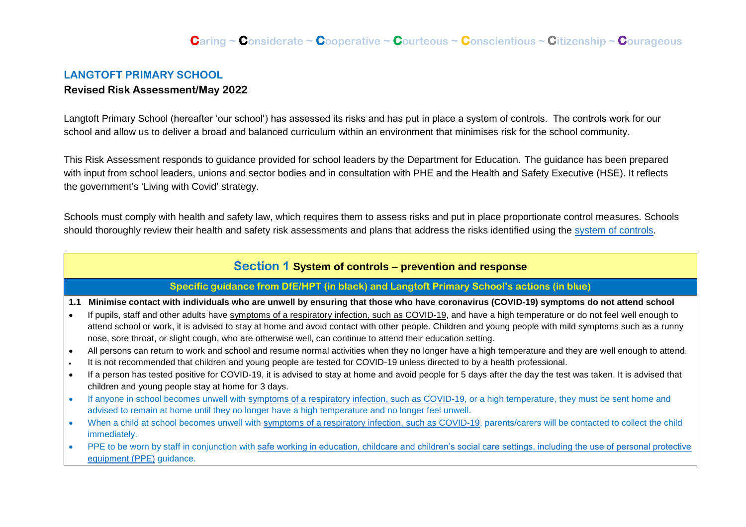**Caring ~ Considerate ~ Cooperative ~ Courteous ~ Conscientious ~ Citizenship ~ Courageous**

# LANGTOFT PRIMARY SCHOOL

**Revised Risk Assessment/May 2022**

Langtoft Primary School (hereafter 'our school') has assessed its risks and has put in place a system of controls. The controls work for our school and allow us to deliver a broad and balanced curriculum within an environment that minimises risk for the school community.

This Risk Assessment responds to guidance provided for school leaders by the Department for Education. The guidance has been prepared with input from school leaders, unions and sector bodies and in consultation with PHE and the Health and Safety Executive (HSE). It reflects the government's 'Living with Covid' strategy.

Schools must comply with health and safety law, which requires them to assess risks and put in place proportionate control measures. Schools should thoroughly review their health and safety risk assessments and plans that address the risks identified using the system of controls.

## Section 1 System of controls – prevention and response

**Specific guidance from DfE/HPT (in black) and Langtoft Primary School's actions (in blue)**

**1.1 Minimise contact with individuals who are unwell by ensuring that those who have coronavirus (COVID-19) symptoms do not attend school**

- If pupils, staff and other adults have symptoms of a respiratory infection, such as COVID-19, and have a high temperature or do not feel well enough to attend school or work, it is advised to stay at home and avoid contact with other people. Children and young people with mild symptoms such as a runny nose, sore throat, or slight cough, who are otherwise well, can continue to attend their education setting.
- All persons can return to work and school and resume normal activities when they no longer have a high temperature and they are well enough to attend.
- It is not recommended that children and young people are tested for COVID-19 unless directed to by a health professional.
- If a person has tested positive for COVID-19, it is advised to stay at home and avoid people for 5 days after the day the test was taken. It is advised that children and young people stay at home for 3 days.
- If anyone in school becomes unwell with symptoms of a respiratory infection, such as COVID-19, or a high temperature, they must be sent home and advised to remain at home until they no longer have a high temperature and no longer feel unwell.
- When a child at school becomes unwell with symptoms of a respiratory infection, such as COVID-19, parents/carers will be contacted to collect the child immediately.
- PPE to be worn by staff in conjunction with safe working in education, childcare and children's social care settings, including the use of personal protective equipment (PPE) guidance.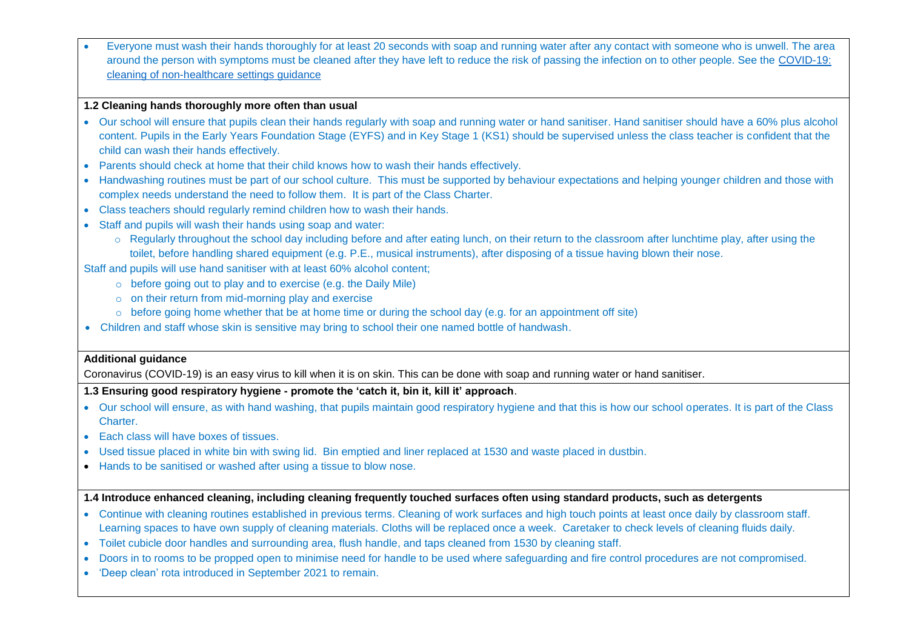- Everyone must wash their hands thoroughly for at least 20 seconds with soap and running water after any contact with someone who is unwell. The area around the person with symptoms must be cleaned after they have left to reduce the risk of passing the infection on to other people. See the COVID-19: cleaning of non-healthcare settings guidance

**1.2 Cleaning hands thoroughly more often than usual**

- Our school will ensure that pupils clean their hands regularly with soap and running water or hand sanitiser. Hand sanitiser should have a 60% plus alcohol content. Pupils in the Early Years Foundation Stage (EYFS) and in Key Stage 1 (KS1) should be supervised unless the class teacher is confident that the child can wash their hands effectively.
- Parents should check at home that their child knows how to wash their hands effectively.
- Handwashing routines must be part of our school culture. This must be supported by behaviour expectations and helping younger children and those with complex needs understand the need to follow them. It is part of the Class Charter.
- Class teachers should regularly remind children how to wash their hands.
- Staff and pupils will wash their hands using soap and water:
  - Regularly throughout the school day including before and after eating lunch, on their return to the classroom after lunchtime play, after using the toilet, before handling shared equipment (e.g. P.E., musical instruments), after disposing of a tissue having blown their nose.

Staff and pupils will use hand sanitiser with at least 60% alcohol content;

  - before going out to play and to exercise (e.g. the Daily Mile)
  - on their return from mid-morning play and exercise
  - before going home whether that be at home time or during the school day (e.g. for an appointment off site)

- Children and staff whose skin is sensitive may bring to school their one named bottle of handwash.

**Additional guidance**

Coronavirus (COVID-19) is an easy virus to kill when it is on skin. This can be done with soap and running water or hand sanitiser.

**1.3 Ensuring good respiratory hygiene - promote the 'catch it, bin it, kill it' approach**.

- Our school will ensure, as with hand washing, that pupils maintain good respiratory hygiene and that this is how our school operates. It is part of the Class Charter.
- Each class will have boxes of tissues.
- Used tissue placed in white bin with swing lid. Bin emptied and liner replaced at 1530 and waste placed in dustbin.
- Hands to be sanitised or washed after using a tissue to blow nose.

**1.4 Introduce enhanced cleaning, including cleaning frequently touched surfaces often using standard products, such as detergents**

- Continue with cleaning routines established in previous terms. Cleaning of work surfaces and high touch points at least once daily by classroom staff. Learning spaces to have own supply of cleaning materials. Cloths will be replaced once a week. Caretaker to check levels of cleaning fluids daily.
- Toilet cubicle door handles and surrounding area, flush handle, and taps cleaned from 1530 by cleaning staff.
- Doors in to rooms to be propped open to minimise need for handle to be used where safeguarding and fire control procedures are not compromised.
- 'Deep clean' rota introduced in September 2021 to remain.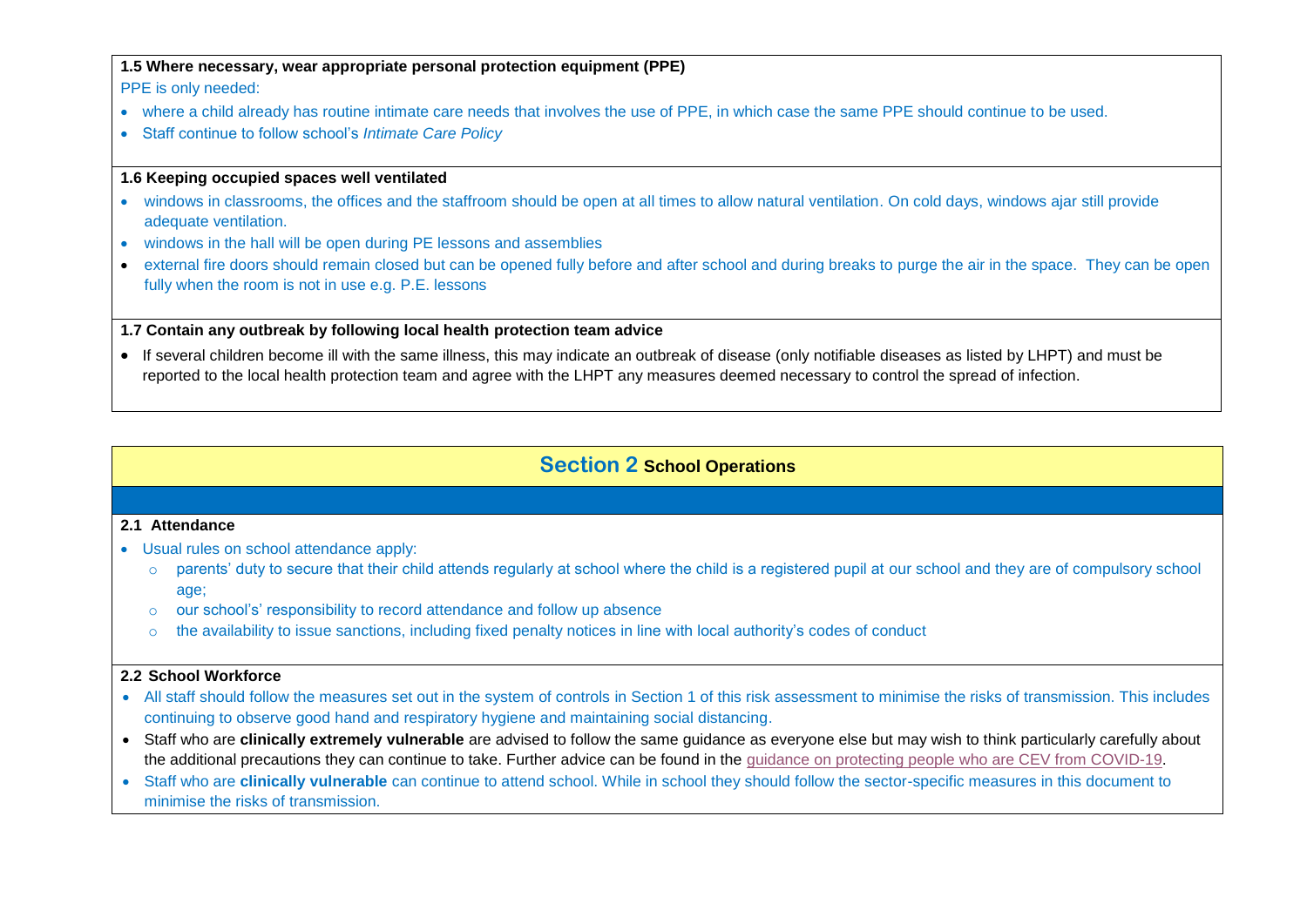**1.5 Where necessary, wear appropriate personal protection equipment (PPE)**

PPE is only needed:

- where a child already has routine intimate care needs that involves the use of PPE, in which case the same PPE should continue to be used.
- Staff continue to follow school's *Intimate Care Policy*

**1.6 Keeping occupied spaces well ventilated**

- windows in classrooms, the offices and the staffroom should be open at all times to allow natural ventilation. On cold days, windows ajar still provide adequate ventilation.
- windows in the hall will be open during PE lessons and assemblies
- external fire doors should remain closed but can be opened fully before and after school and during breaks to purge the air in the space. They can be open fully when the room is not in use e.g. P.E. lessons

**1.7 Contain any outbreak by following local health protection team advice**

- If several children become ill with the same illness, this may indicate an outbreak of disease (only notifiable diseases as listed by LHPT) and must be reported to the local health protection team and agree with the LHPT any measures deemed necessary to control the spread of infection.

## Section 2 School Operations

**2.1 Attendance**

- Usual rules on school attendance apply:
  - parents' duty to secure that their child attends regularly at school where the child is a registered pupil at our school and they are of compulsory school age;
  - our school's' responsibility to record attendance and follow up absence
  - the availability to issue sanctions, including fixed penalty notices in line with local authority's codes of conduct

**2.2 School Workforce**

- All staff should follow the measures set out in the system of controls in Section 1 of this risk assessment to minimise the risks of transmission. This includes continuing to observe good hand and respiratory hygiene and maintaining social distancing.
- Staff who are **clinically extremely vulnerable** are advised to follow the same guidance as everyone else but may wish to think particularly carefully about the additional precautions they can continue to take. Further advice can be found in the guidance on protecting people who are CEV from COVID-19.
- Staff who are **clinically vulnerable** can continue to attend school. While in school they should follow the sector-specific measures in this document to minimise the risks of transmission.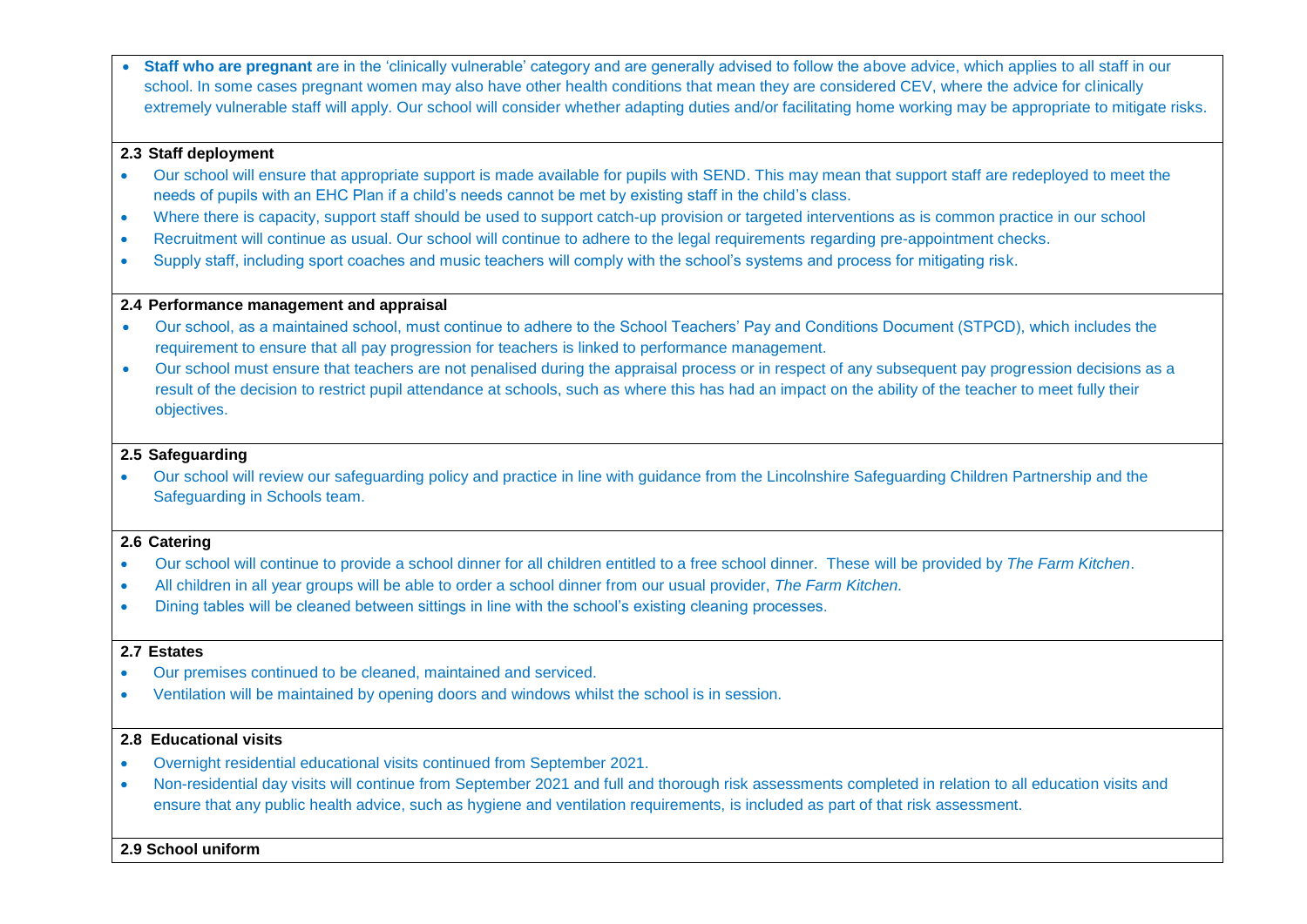- **Staff who are pregnant** are in the 'clinically vulnerable' category and are generally advised to follow the above advice, which applies to all staff in our school. In some cases pregnant women may also have other health conditions that mean they are considered CEV, where the advice for clinically extremely vulnerable staff will apply. Our school will consider whether adapting duties and/or facilitating home working may be appropriate to mitigate risks.

**2.3 Staff deployment**

- Our school will ensure that appropriate support is made available for pupils with SEND. This may mean that support staff are redeployed to meet the needs of pupils with an EHC Plan if a child's needs cannot be met by existing staff in the child's class.
- Where there is capacity, support staff should be used to support catch-up provision or targeted interventions as is common practice in our school
- Recruitment will continue as usual. Our school will continue to adhere to the legal requirements regarding pre-appointment checks.
- Supply staff, including sport coaches and music teachers will comply with the school's systems and process for mitigating risk.

**2.4 Performance management and appraisal**

- Our school, as a maintained school, must continue to adhere to the School Teachers' Pay and Conditions Document (STPCD), which includes the requirement to ensure that all pay progression for teachers is linked to performance management.
- Our school must ensure that teachers are not penalised during the appraisal process or in respect of any subsequent pay progression decisions as a result of the decision to restrict pupil attendance at schools, such as where this has had an impact on the ability of the teacher to meet fully their objectives.

**2.5 Safeguarding**

- Our school will review our safeguarding policy and practice in line with guidance from the Lincolnshire Safeguarding Children Partnership and the Safeguarding in Schools team.

**2.6 Catering**

- Our school will continue to provide a school dinner for all children entitled to a free school dinner. These will be provided by *The Farm Kitchen*.
- All children in all year groups will be able to order a school dinner from our usual provider, *The Farm Kitchen.*
- Dining tables will be cleaned between sittings in line with the school's existing cleaning processes.

**2.7 Estates**

- Our premises continued to be cleaned, maintained and serviced.
- Ventilation will be maintained by opening doors and windows whilst the school is in session.

**2.8 Educational visits**

- Overnight residential educational visits continued from September 2021.
- Non-residential day visits will continue from September 2021 and full and thorough risk assessments completed in relation to all education visits and ensure that any public health advice, such as hygiene and ventilation requirements, is included as part of that risk assessment.

**2.9 School uniform**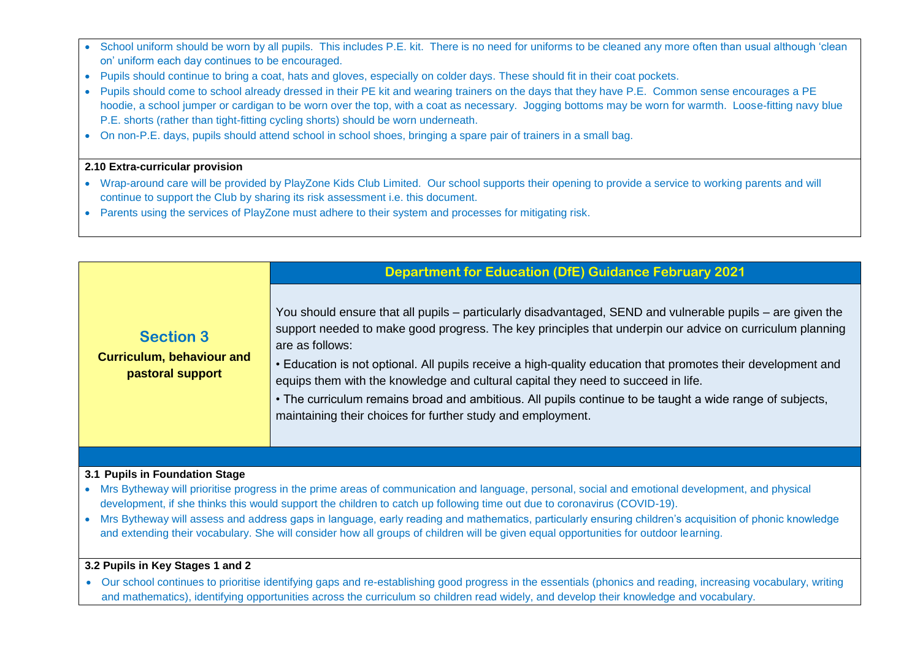- School uniform should be worn by all pupils. This includes P.E. kit. There is no need for uniforms to be cleaned any more often than usual although 'clean on' uniform each day continues to be encouraged.
- Pupils should continue to bring a coat, hats and gloves, especially on colder days. These should fit in their coat pockets.
- Pupils should come to school already dressed in their PE kit and wearing trainers on the days that they have P.E. Common sense encourages a PE hoodie, a school jumper or cardigan to be worn over the top, with a coat as necessary. Jogging bottoms may be worn for warmth. Loose-fitting navy blue P.E. shorts (rather than tight-fitting cycling shorts) should be worn underneath.
- On non-P.E. days, pupils should attend school in school shoes, bringing a spare pair of trainers in a small bag.

**2.10 Extra-curricular provision**

- Wrap-around care will be provided by PlayZone Kids Club Limited. Our school supports their opening to provide a service to working parents and will continue to support the Club by sharing its risk assessment i.e. this document.
- Parents using the services of PlayZone must adhere to their system and processes for mitigating risk.

| **Section 3**<br>**Curriculum, behaviour and pastoral support** | **Department for Education (DfE) Guidance February 2021**<br><br>You should ensure that all pupils – particularly disadvantaged, SEND and vulnerable pupils – are given the support needed to make good progress. The key principles that underpin our advice on curriculum planning are as follows:<br>• Education is not optional. All pupils receive a high-quality education that promotes their development and equips them with the knowledge and cultural capital they need to succeed in life.<br>• The curriculum remains broad and ambitious. All pupils continue to be taught a wide range of subjects, maintaining their choices for further study and employment. |
|---|---|

**3.1 Pupils in Foundation Stage**

- Mrs Bytheway will prioritise progress in the prime areas of communication and language, personal, social and emotional development, and physical development, if she thinks this would support the children to catch up following time out due to coronavirus (COVID-19).
- Mrs Bytheway will assess and address gaps in language, early reading and mathematics, particularly ensuring children's acquisition of phonic knowledge and extending their vocabulary. She will consider how all groups of children will be given equal opportunities for outdoor learning.

**3.2 Pupils in Key Stages 1 and 2**

- Our school continues to prioritise identifying gaps and re-establishing good progress in the essentials (phonics and reading, increasing vocabulary, writing and mathematics), identifying opportunities across the curriculum so children read widely, and develop their knowledge and vocabulary.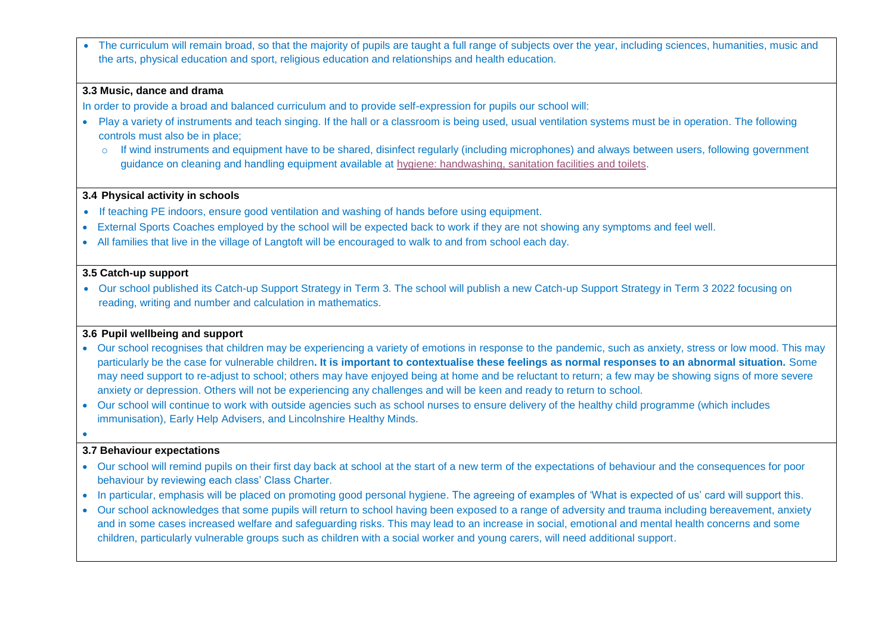- The curriculum will remain broad, so that the majority of pupils are taught a full range of subjects over the year, including sciences, humanities, music and the arts, physical education and sport, religious education and relationships and health education.

### 3.3 Music, dance and drama

In order to provide a broad and balanced curriculum and to provide self-expression for pupils our school will:

- Play a variety of instruments and teach singing. If the hall or a classroom is being used, usual ventilation systems must be in operation. The following controls must also be in place;
  - If wind instruments and equipment have to be shared, disinfect regularly (including microphones) and always between users, following government guidance on cleaning and handling equipment available at hygiene: handwashing, sanitation facilities and toilets.

### 3.4 Physical activity in schools

- If teaching PE indoors, ensure good ventilation and washing of hands before using equipment.
- External Sports Coaches employed by the school will be expected back to work if they are not showing any symptoms and feel well.
- All families that live in the village of Langtoft will be encouraged to walk to and from school each day.

### 3.5 Catch-up support

- Our school published its Catch-up Support Strategy in Term 3. The school will publish a new Catch-up Support Strategy in Term 3 2022 focusing on reading, writing and number and calculation in mathematics.

### 3.6 Pupil wellbeing and support

- Our school recognises that children may be experiencing a variety of emotions in response to the pandemic, such as anxiety, stress or low mood. This may particularly be the case for vulnerable children**. It is important to contextualise these feelings as normal responses to an abnormal situation.** Some may need support to re-adjust to school; others may have enjoyed being at home and be reluctant to return; a few may be showing signs of more severe anxiety or depression. Others will not be experiencing any challenges and will be keen and ready to return to school.
- Our school will continue to work with outside agencies such as school nurses to ensure delivery of the healthy child programme (which includes immunisation), Early Help Advisers, and Lincolnshire Healthy Minds.

### 3.7 Behaviour expectations

- Our school will remind pupils on their first day back at school at the start of a new term of the expectations of behaviour and the consequences for poor behaviour by reviewing each class' Class Charter.
- In particular, emphasis will be placed on promoting good personal hygiene. The agreeing of examples of 'What is expected of us' card will support this.
- Our school acknowledges that some pupils will return to school having been exposed to a range of adversity and trauma including bereavement, anxiety and in some cases increased welfare and safeguarding risks. This may lead to an increase in social, emotional and mental health concerns and some children, particularly vulnerable groups such as children with a social worker and young carers, will need additional support.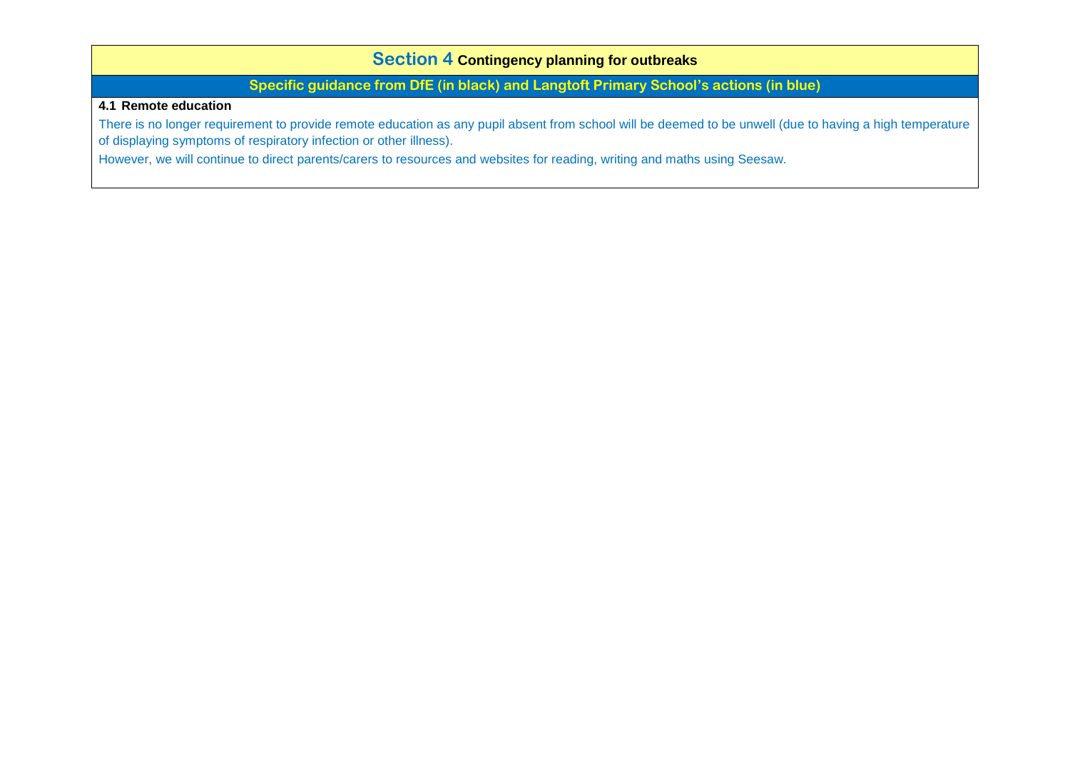## Section 4 Contingency planning for outbreaks

**Specific guidance from DfE (in black) and Langtoft Primary School's actions (in blue)**

**4.1 Remote education**

There is no longer requirement to provide remote education as any pupil absent from school will be deemed to be unwell (due to having a high temperature of displaying symptoms of respiratory infection or other illness).

However, we will continue to direct parents/carers to resources and websites for reading, writing and maths using Seesaw.